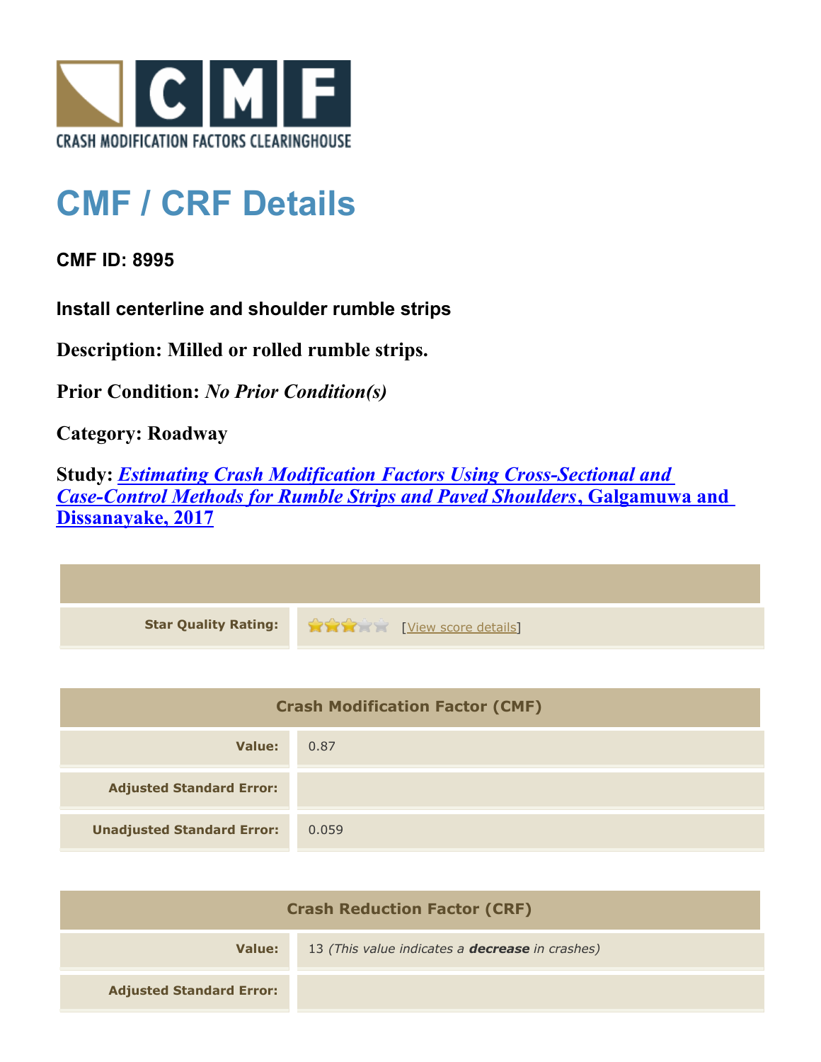CRASH MODIFICATION FACTORS CLEARINGHOUSE

# CMF / CRF Details

**CMF ID: 8995**

**Install centerline and shoulder rumble strips**

**Description: Milled or rolled rumble strips.**

**Prior Condition:** ***No Prior Condition(s)***

**Category: Roadway**

**Study:** ***[Estimating Crash Modification Factors Using Cross-Sectional and Case-Control Methods for Rumble Strips and Paved Shoulders](), Galgamuwa and Dissanayake, 2017***

| | |
|---|---|
| **Star Quality Rating:** | 3 of 5 stars [View score details] |

| Crash Modification Factor (CMF) | |
|---|---|
| **Value:** | 0.87 |
| **Adjusted Standard Error:** | |
| **Unadjusted Standard Error:** | 0.059 |

| Crash Reduction Factor (CRF) | |
|---|---|
| **Value:** | 13 *(This value indicates a* ***decrease*** *in crashes)* |
| **Adjusted Standard Error:** | |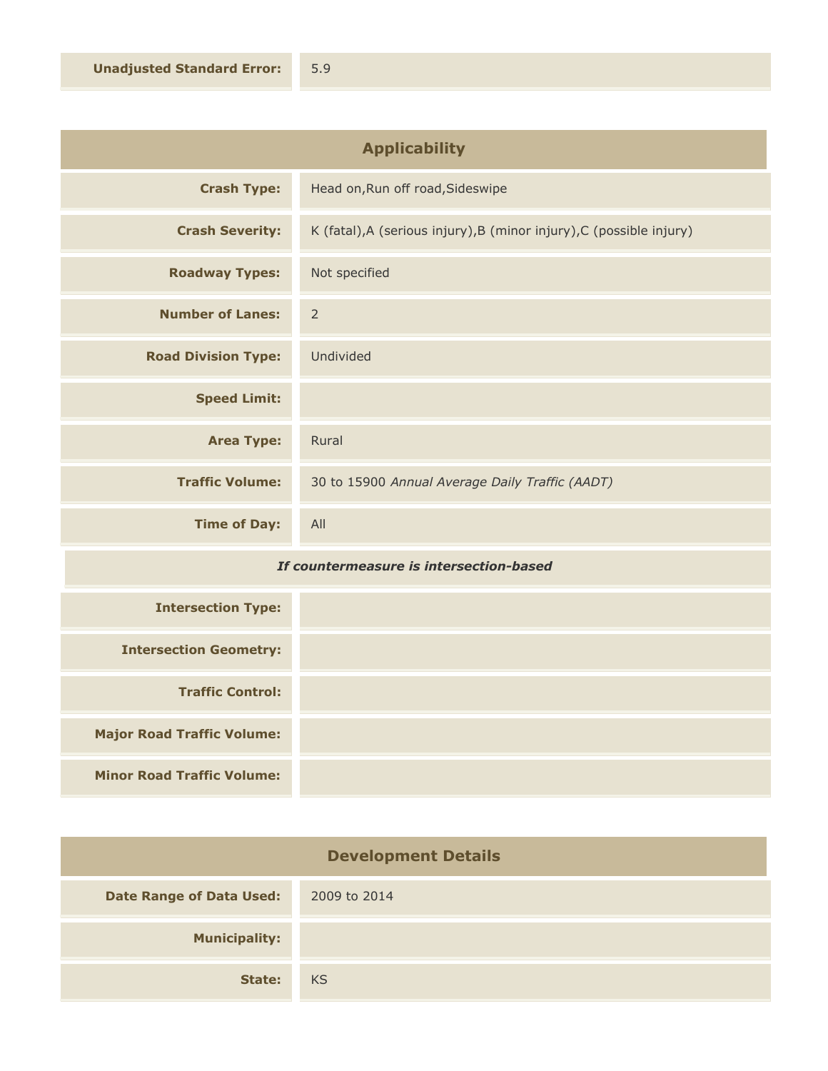| | |
|---|---|
| **Unadjusted Standard Error:** | 5.9 |

## Applicability

| | |
|---|---|
| **Crash Type:** | Head on,Run off road,Sideswipe |
| **Crash Severity:** | K (fatal),A (serious injury),B (minor injury),C (possible injury) |
| **Roadway Types:** | Not specified |
| **Number of Lanes:** | 2 |
| **Road Division Type:** | Undivided |
| **Speed Limit:** | |
| **Area Type:** | Rural |
| **Traffic Volume:** | 30 to 15900 *Annual Average Daily Traffic (AADT)* |
| **Time of Day:** | All |

***If countermeasure is intersection-based***

| | |
|---|---|
| **Intersection Type:** | |
| **Intersection Geometry:** | |
| **Traffic Control:** | |
| **Major Road Traffic Volume:** | |
| **Minor Road Traffic Volume:** | |

## Development Details

| | |
|---|---|
| **Date Range of Data Used:** | 2009 to 2014 |
| **Municipality:** | |
| **State:** | KS |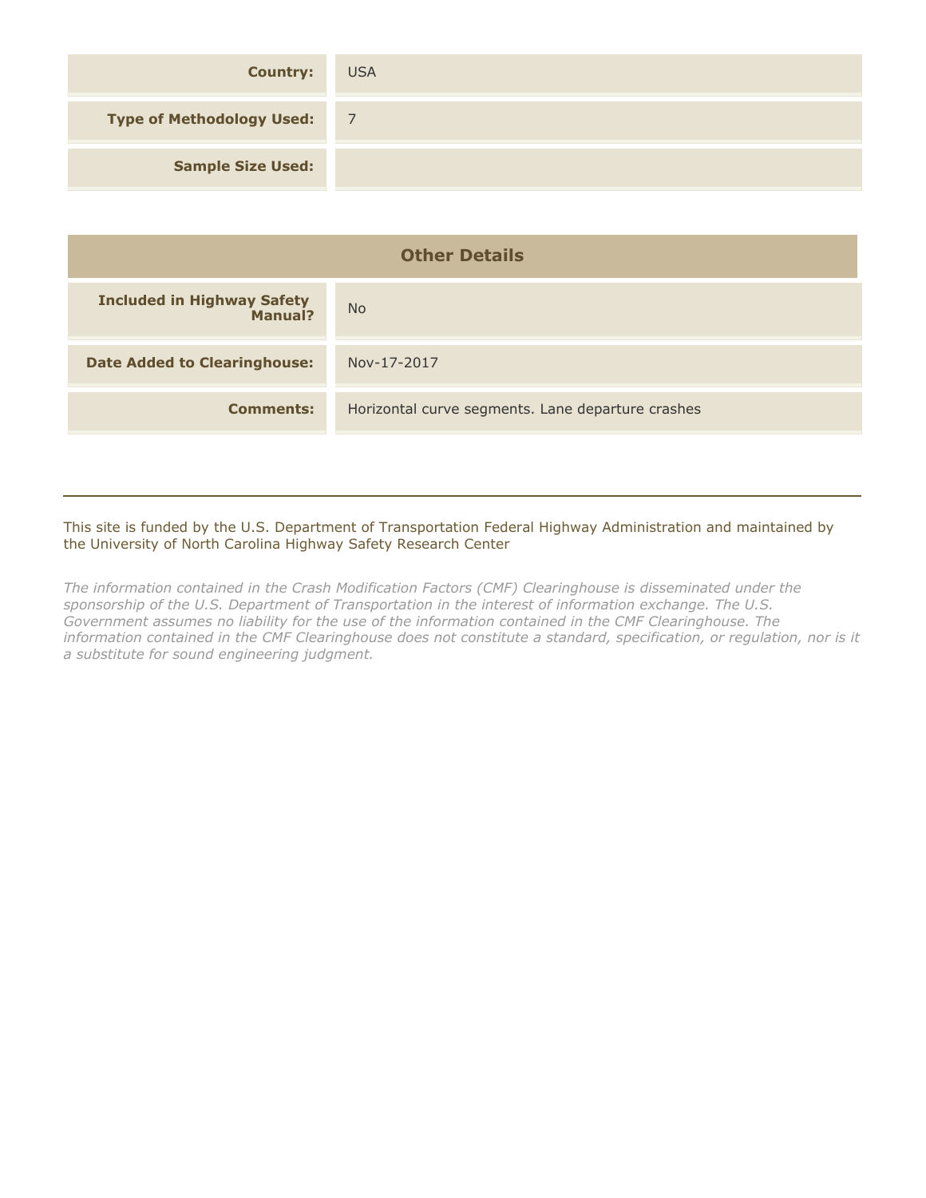| | |
|---|---|
| **Country:** | USA |
| **Type of Methodology Used:** | 7 |
| **Sample Size Used:** | |

## Other Details

| | |
|---|---|
| **Included in Highway Safety Manual?** | No |
| **Date Added to Clearinghouse:** | Nov-17-2017 |
| **Comments:** | Horizontal curve segments. Lane departure crashes |

---

This site is funded by the U.S. Department of Transportation Federal Highway Administration and maintained by the University of North Carolina Highway Safety Research Center

*The information contained in the Crash Modification Factors (CMF) Clearinghouse is disseminated under the sponsorship of the U.S. Department of Transportation in the interest of information exchange. The U.S. Government assumes no liability for the use of the information contained in the CMF Clearinghouse. The information contained in the CMF Clearinghouse does not constitute a standard, specification, or regulation, nor is it a substitute for sound engineering judgment.*